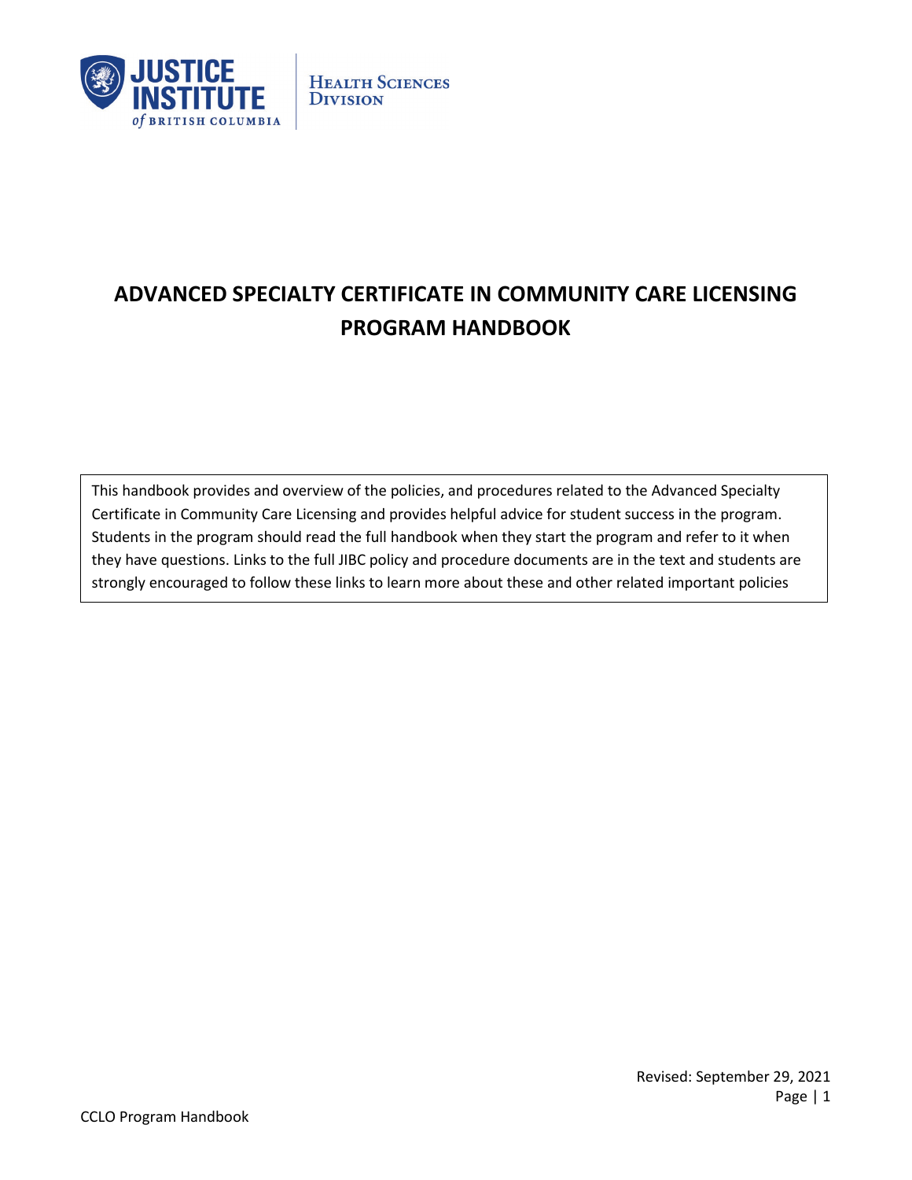# ADVANCED SPECIALTY CERTIFICATE IN COMMUNITY CARE LICENSING PROGRAM HANDBOOK

This handbook provides and overview of the policies, and procedures related to the Advanced Specialty Certificate in Community Care Licensing and provides helpful advice for student success in the program. Students in the program should read the full handbook when they start the program and refer to it when they have questions. Links to the full JIBC policy and procedure documents are in the text and students are strongly encouraged to follow these links to learn more about these and other related important policies

Revised: September 29, 2021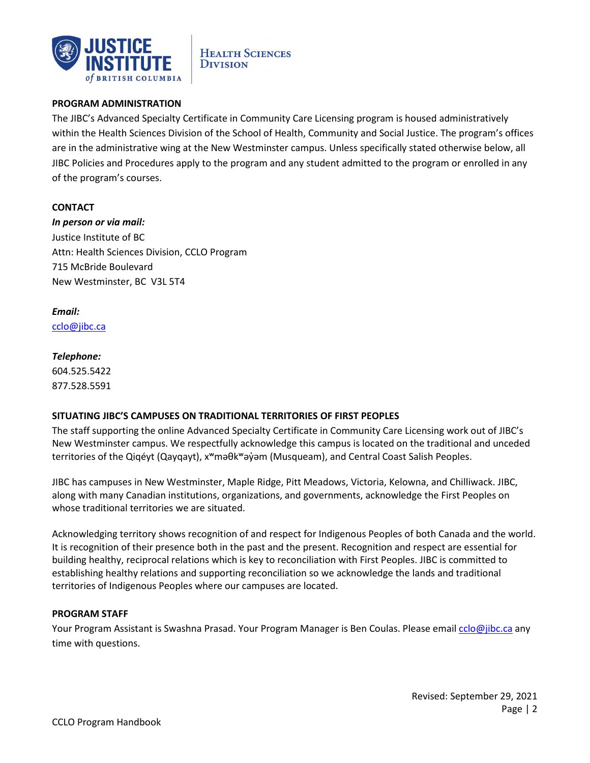## PROGRAM ADMINISTRATION

The JIBC's Advanced Specialty Certificate in Community Care Licensing program is housed administratively within the Health Sciences Division of the School of Health, Community and Social Justice. The program's offices are in the administrative wing at the New Westminster campus. Unless specifically stated otherwise below, all JIBC Policies and Procedures apply to the program and any student admitted to the program or enrolled in any of the program's courses.

## CONTACT

***In person or via mail:***

Justice Institute of BC
Attn: Health Sciences Division, CCLO Program
715 McBride Boulevard
New Westminster, BC V3L 5T4

***Email:***

cclo@jibc.ca

***Telephone:***

604.525.5422
877.528.5591

## SITUATING JIBC'S CAMPUSES ON TRADITIONAL TERRITORIES OF FIRST PEOPLES

The staff supporting the online Advanced Specialty Certificate in Community Care Licensing work out of JIBC's New Westminster campus. We respectfully acknowledge this campus is located on the traditional and unceded territories of the Qiqéyt (Qayqayt), xʷməθkʷəy̓əm (Musqueam), and Central Coast Salish Peoples.

JIBC has campuses in New Westminster, Maple Ridge, Pitt Meadows, Victoria, Kelowna, and Chilliwack. JIBC, along with many Canadian institutions, organizations, and governments, acknowledge the First Peoples on whose traditional territories we are situated.

Acknowledging territory shows recognition of and respect for Indigenous Peoples of both Canada and the world. It is recognition of their presence both in the past and the present. Recognition and respect are essential for building healthy, reciprocal relations which is key to reconciliation with First Peoples. JIBC is committed to establishing healthy relations and supporting reconciliation so we acknowledge the lands and traditional territories of Indigenous Peoples where our campuses are located.

## PROGRAM STAFF

Your Program Assistant is Swashna Prasad. Your Program Manager is Ben Coulas. Please email cclo@jibc.ca any time with questions.

Revised: September 29, 2021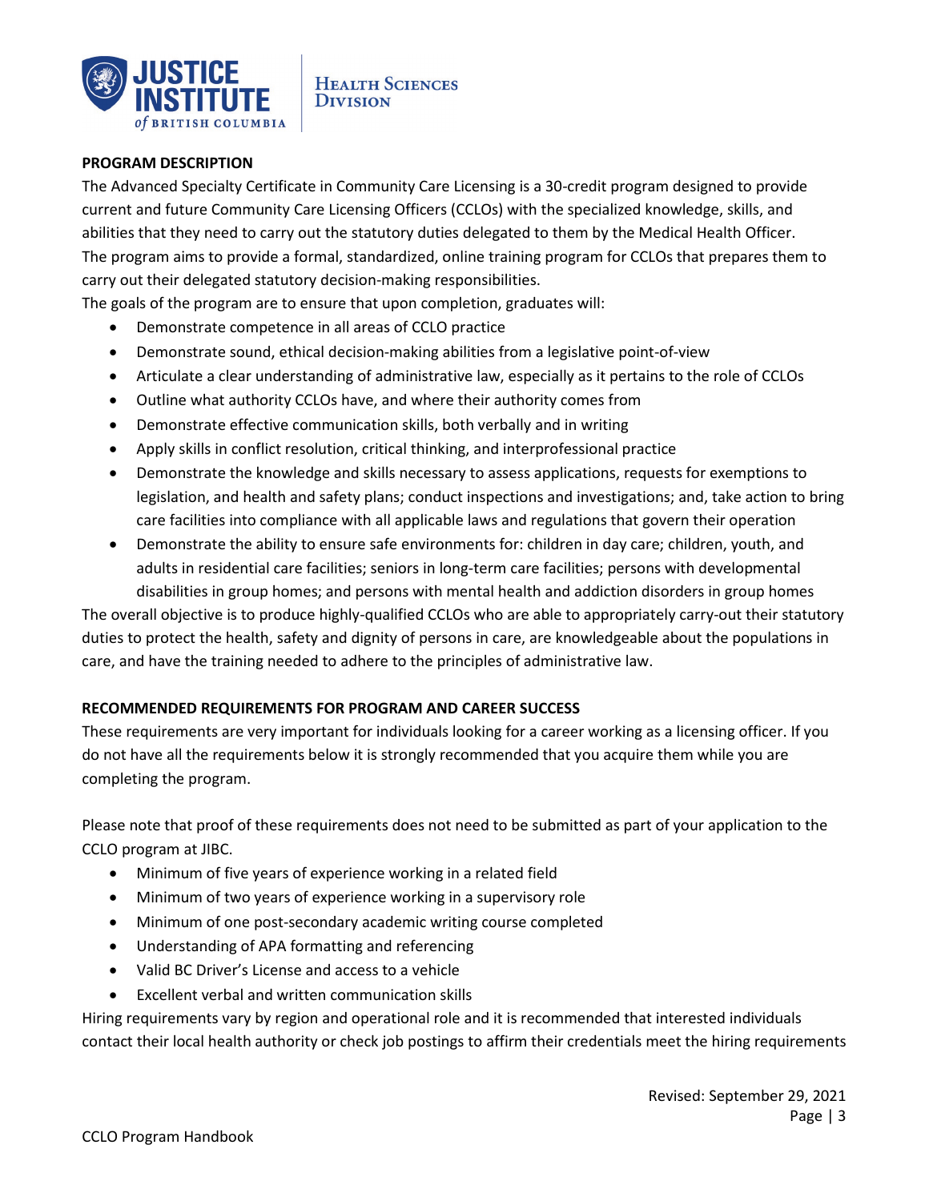**PROGRAM DESCRIPTION**

The Advanced Specialty Certificate in Community Care Licensing is a 30-credit program designed to provide current and future Community Care Licensing Officers (CCLOs) with the specialized knowledge, skills, and abilities that they need to carry out the statutory duties delegated to them by the Medical Health Officer. The program aims to provide a formal, standardized, online training program for CCLOs that prepares them to carry out their delegated statutory decision-making responsibilities.

The goals of the program are to ensure that upon completion, graduates will:

- Demonstrate competence in all areas of CCLO practice
- Demonstrate sound, ethical decision-making abilities from a legislative point-of-view
- Articulate a clear understanding of administrative law, especially as it pertains to the role of CCLOs
- Outline what authority CCLOs have, and where their authority comes from
- Demonstrate effective communication skills, both verbally and in writing
- Apply skills in conflict resolution, critical thinking, and interprofessional practice
- Demonstrate the knowledge and skills necessary to assess applications, requests for exemptions to legislation, and health and safety plans; conduct inspections and investigations; and, take action to bring care facilities into compliance with all applicable laws and regulations that govern their operation
- Demonstrate the ability to ensure safe environments for: children in day care; children, youth, and adults in residential care facilities; seniors in long-term care facilities; persons with developmental disabilities in group homes; and persons with mental health and addiction disorders in group homes

The overall objective is to produce highly-qualified CCLOs who are able to appropriately carry-out their statutory duties to protect the health, safety and dignity of persons in care, are knowledgeable about the populations in care, and have the training needed to adhere to the principles of administrative law.

**RECOMMENDED REQUIREMENTS FOR PROGRAM AND CAREER SUCCESS**

These requirements are very important for individuals looking for a career working as a licensing officer. If you do not have all the requirements below it is strongly recommended that you acquire them while you are completing the program.

Please note that proof of these requirements does not need to be submitted as part of your application to the CCLO program at JIBC.

- Minimum of five years of experience working in a related field
- Minimum of two years of experience working in a supervisory role
- Minimum of one post-secondary academic writing course completed
- Understanding of APA formatting and referencing
- Valid BC Driver's License and access to a vehicle
- Excellent verbal and written communication skills

Hiring requirements vary by region and operational role and it is recommended that interested individuals contact their local health authority or check job postings to affirm their credentials meet the hiring requirements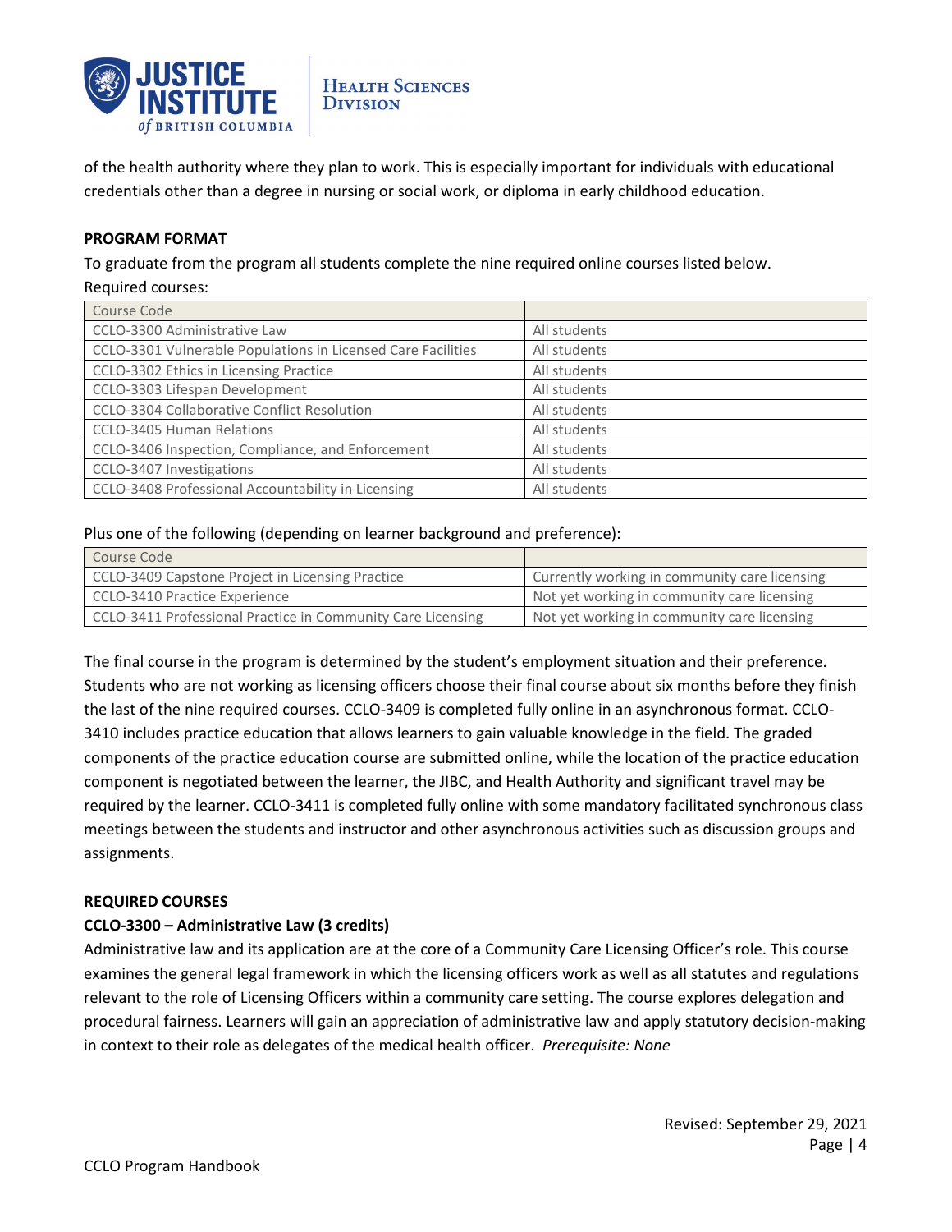of the health authority where they plan to work. This is especially important for individuals with educational credentials other than a degree in nursing or social work, or diploma in early childhood education.

**PROGRAM FORMAT**

To graduate from the program all students complete the nine required online courses listed below.

Required courses:

| Course Code | |
|---|---|
| CCLO-3300 Administrative Law | All students |
| CCLO-3301 Vulnerable Populations in Licensed Care Facilities | All students |
| CCLO-3302 Ethics in Licensing Practice | All students |
| CCLO-3303 Lifespan Development | All students |
| CCLO-3304 Collaborative Conflict Resolution | All students |
| CCLO-3405 Human Relations | All students |
| CCLO-3406 Inspection, Compliance, and Enforcement | All students |
| CCLO-3407 Investigations | All students |
| CCLO-3408 Professional Accountability in Licensing | All students |

Plus one of the following (depending on learner background and preference):

| Course Code | |
|---|---|
| CCLO-3409 Capstone Project in Licensing Practice | Currently working in community care licensing |
| CCLO-3410 Practice Experience | Not yet working in community care licensing |
| CCLO-3411 Professional Practice in Community Care Licensing | Not yet working in community care licensing |

The final course in the program is determined by the student's employment situation and their preference. Students who are not working as licensing officers choose their final course about six months before they finish the last of the nine required courses. CCLO-3409 is completed fully online in an asynchronous format. CCLO-3410 includes practice education that allows learners to gain valuable knowledge in the field. The graded components of the practice education course are submitted online, while the location of the practice education component is negotiated between the learner, the JIBC, and Health Authority and significant travel may be required by the learner. CCLO-3411 is completed fully online with some mandatory facilitated synchronous class meetings between the students and instructor and other asynchronous activities such as discussion groups and assignments.

**REQUIRED COURSES**

**CCLO-3300 – Administrative Law (3 credits)**

Administrative law and its application are at the core of a Community Care Licensing Officer's role. This course examines the general legal framework in which the licensing officers work as well as all statutes and regulations relevant to the role of Licensing Officers within a community care setting. The course explores delegation and procedural fairness. Learners will gain an appreciation of administrative law and apply statutory decision-making in context to their role as delegates of the medical health officer. *Prerequisite: None*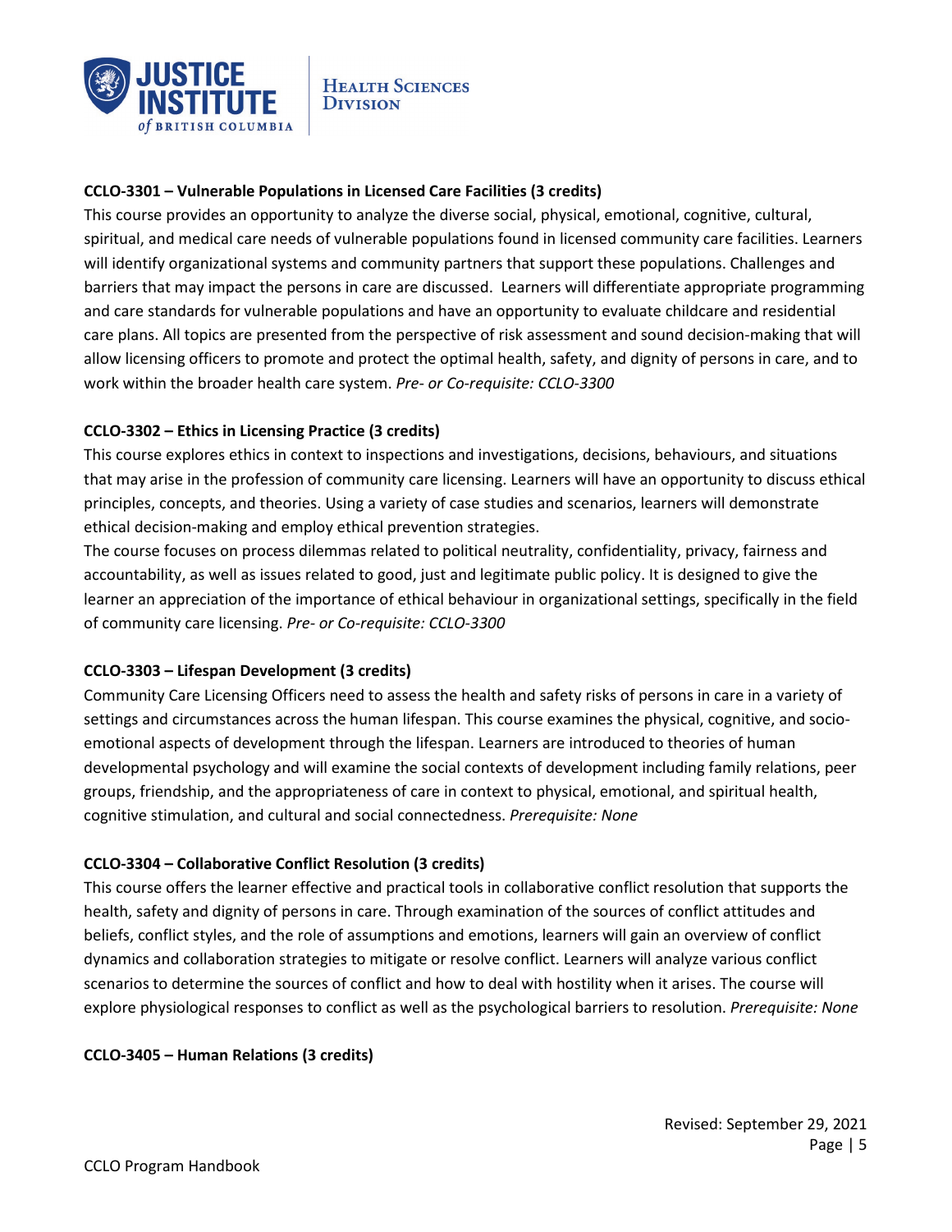**CCLO-3301 – Vulnerable Populations in Licensed Care Facilities (3 credits)**

This course provides an opportunity to analyze the diverse social, physical, emotional, cognitive, cultural, spiritual, and medical care needs of vulnerable populations found in licensed community care facilities. Learners will identify organizational systems and community partners that support these populations. Challenges and barriers that may impact the persons in care are discussed. Learners will differentiate appropriate programming and care standards for vulnerable populations and have an opportunity to evaluate childcare and residential care plans. All topics are presented from the perspective of risk assessment and sound decision-making that will allow licensing officers to promote and protect the optimal health, safety, and dignity of persons in care, and to work within the broader health care system. *Pre- or Co-requisite: CCLO-3300*

**CCLO-3302 – Ethics in Licensing Practice (3 credits)**

This course explores ethics in context to inspections and investigations, decisions, behaviours, and situations that may arise in the profession of community care licensing. Learners will have an opportunity to discuss ethical principles, concepts, and theories. Using a variety of case studies and scenarios, learners will demonstrate ethical decision-making and employ ethical prevention strategies.

The course focuses on process dilemmas related to political neutrality, confidentiality, privacy, fairness and accountability, as well as issues related to good, just and legitimate public policy. It is designed to give the learner an appreciation of the importance of ethical behaviour in organizational settings, specifically in the field of community care licensing. *Pre- or Co-requisite: CCLO-3300*

**CCLO-3303 – Lifespan Development (3 credits)**

Community Care Licensing Officers need to assess the health and safety risks of persons in care in a variety of settings and circumstances across the human lifespan. This course examines the physical, cognitive, and socio-emotional aspects of development through the lifespan. Learners are introduced to theories of human developmental psychology and will examine the social contexts of development including family relations, peer groups, friendship, and the appropriateness of care in context to physical, emotional, and spiritual health, cognitive stimulation, and cultural and social connectedness. *Prerequisite: None*

**CCLO-3304 – Collaborative Conflict Resolution (3 credits)**

This course offers the learner effective and practical tools in collaborative conflict resolution that supports the health, safety and dignity of persons in care. Through examination of the sources of conflict attitudes and beliefs, conflict styles, and the role of assumptions and emotions, learners will gain an overview of conflict dynamics and collaboration strategies to mitigate or resolve conflict. Learners will analyze various conflict scenarios to determine the sources of conflict and how to deal with hostility when it arises. The course will explore physiological responses to conflict as well as the psychological barriers to resolution. *Prerequisite: None*

**CCLO-3405 – Human Relations (3 credits)**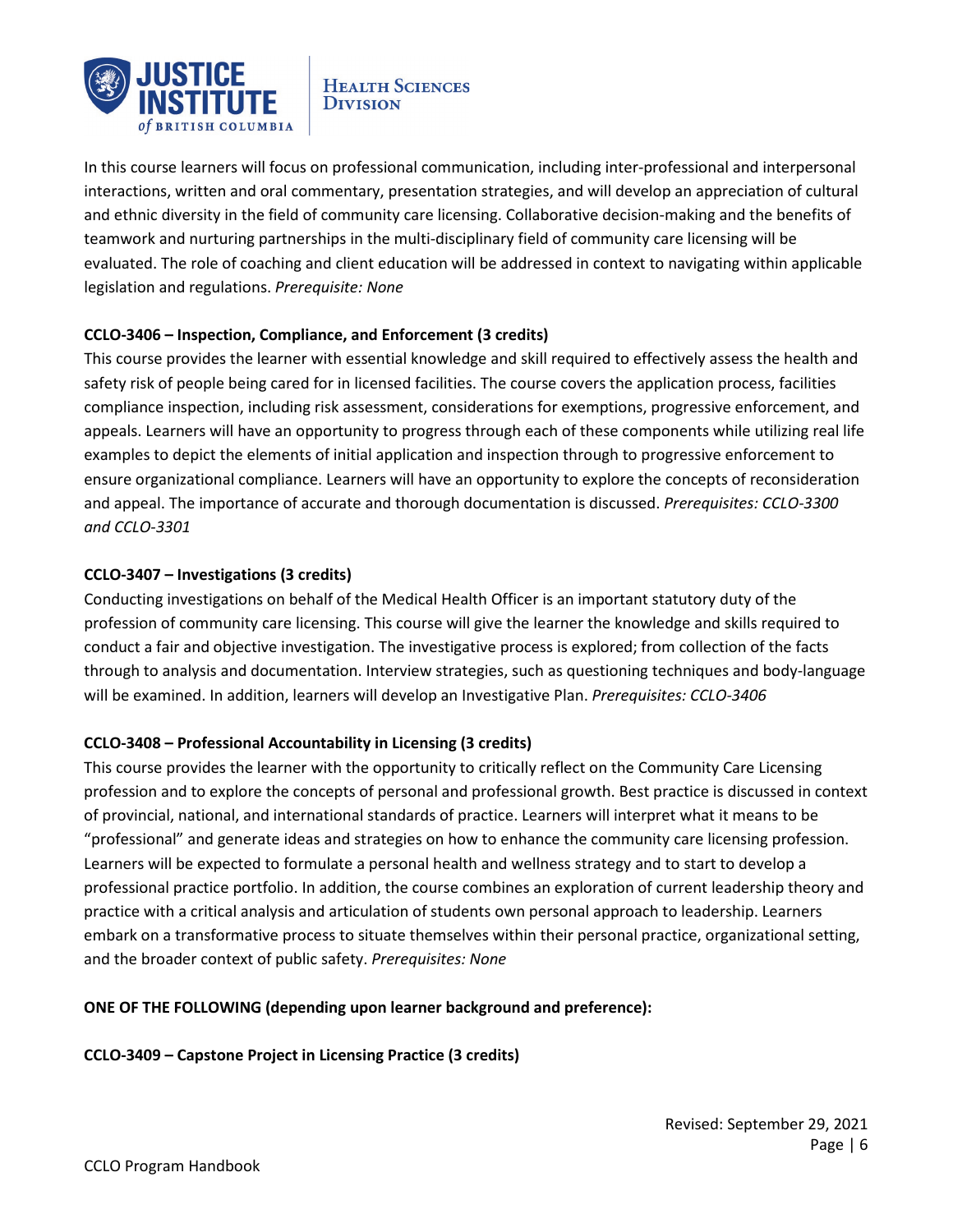In this course learners will focus on professional communication, including inter-professional and interpersonal interactions, written and oral commentary, presentation strategies, and will develop an appreciation of cultural and ethnic diversity in the field of community care licensing. Collaborative decision-making and the benefits of teamwork and nurturing partnerships in the multi-disciplinary field of community care licensing will be evaluated. The role of coaching and client education will be addressed in context to navigating within applicable legislation and regulations. *Prerequisite: None*

**CCLO-3406 – Inspection, Compliance, and Enforcement (3 credits)**

This course provides the learner with essential knowledge and skill required to effectively assess the health and safety risk of people being cared for in licensed facilities. The course covers the application process, facilities compliance inspection, including risk assessment, considerations for exemptions, progressive enforcement, and appeals. Learners will have an opportunity to progress through each of these components while utilizing real life examples to depict the elements of initial application and inspection through to progressive enforcement to ensure organizational compliance. Learners will have an opportunity to explore the concepts of reconsideration and appeal. The importance of accurate and thorough documentation is discussed. *Prerequisites: CCLO-3300 and CCLO-3301*

**CCLO-3407 – Investigations (3 credits)**

Conducting investigations on behalf of the Medical Health Officer is an important statutory duty of the profession of community care licensing. This course will give the learner the knowledge and skills required to conduct a fair and objective investigation. The investigative process is explored; from collection of the facts through to analysis and documentation. Interview strategies, such as questioning techniques and body-language will be examined. In addition, learners will develop an Investigative Plan. *Prerequisites: CCLO-3406*

**CCLO-3408 – Professional Accountability in Licensing (3 credits)**

This course provides the learner with the opportunity to critically reflect on the Community Care Licensing profession and to explore the concepts of personal and professional growth. Best practice is discussed in context of provincial, national, and international standards of practice. Learners will interpret what it means to be "professional" and generate ideas and strategies on how to enhance the community care licensing profession. Learners will be expected to formulate a personal health and wellness strategy and to start to develop a professional practice portfolio. In addition, the course combines an exploration of current leadership theory and practice with a critical analysis and articulation of students own personal approach to leadership. Learners embark on a transformative process to situate themselves within their personal practice, organizational setting, and the broader context of public safety. *Prerequisites: None*

**ONE OF THE FOLLOWING (depending upon learner background and preference):**

**CCLO-3409 – Capstone Project in Licensing Practice (3 credits)**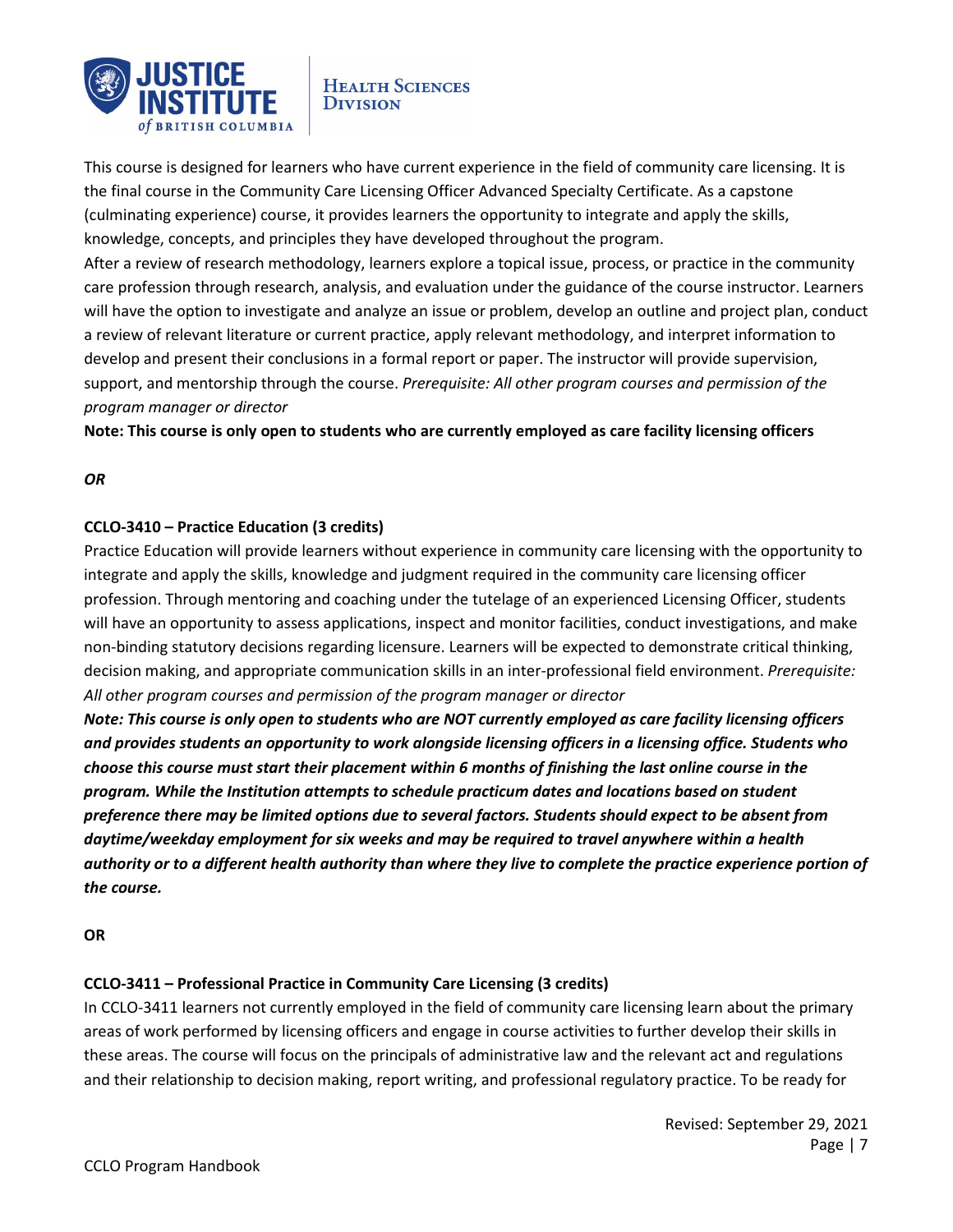This course is designed for learners who have current experience in the field of community care licensing. It is the final course in the Community Care Licensing Officer Advanced Specialty Certificate. As a capstone (culminating experience) course, it provides learners the opportunity to integrate and apply the skills, knowledge, concepts, and principles they have developed throughout the program.

After a review of research methodology, learners explore a topical issue, process, or practice in the community care profession through research, analysis, and evaluation under the guidance of the course instructor. Learners will have the option to investigate and analyze an issue or problem, develop an outline and project plan, conduct a review of relevant literature or current practice, apply relevant methodology, and interpret information to develop and present their conclusions in a formal report or paper. The instructor will provide supervision, support, and mentorship through the course. *Prerequisite: All other program courses and permission of the program manager or director*

**Note: This course is only open to students who are currently employed as care facility licensing officers**

***OR***

**CCLO-3410 – Practice Education (3 credits)**

Practice Education will provide learners without experience in community care licensing with the opportunity to integrate and apply the skills, knowledge and judgment required in the community care licensing officer profession. Through mentoring and coaching under the tutelage of an experienced Licensing Officer, students will have an opportunity to assess applications, inspect and monitor facilities, conduct investigations, and make non-binding statutory decisions regarding licensure. Learners will be expected to demonstrate critical thinking, decision making, and appropriate communication skills in an inter-professional field environment. *Prerequisite: All other program courses and permission of the program manager or director*

***Note: This course is only open to students who are NOT currently employed as care facility licensing officers and provides students an opportunity to work alongside licensing officers in a licensing office. Students who choose this course must start their placement within 6 months of finishing the last online course in the program. While the Institution attempts to schedule practicum dates and locations based on student preference there may be limited options due to several factors. Students should expect to be absent from daytime/weekday employment for six weeks and may be required to travel anywhere within a health authority or to a different health authority than where they live to complete the practice experience portion of the course.***

**OR**

**CCLO-3411 – Professional Practice in Community Care Licensing (3 credits)**

In CCLO-3411 learners not currently employed in the field of community care licensing learn about the primary areas of work performed by licensing officers and engage in course activities to further develop their skills in these areas. The course will focus on the principals of administrative law and the relevant act and regulations and their relationship to decision making, report writing, and professional regulatory practice. To be ready for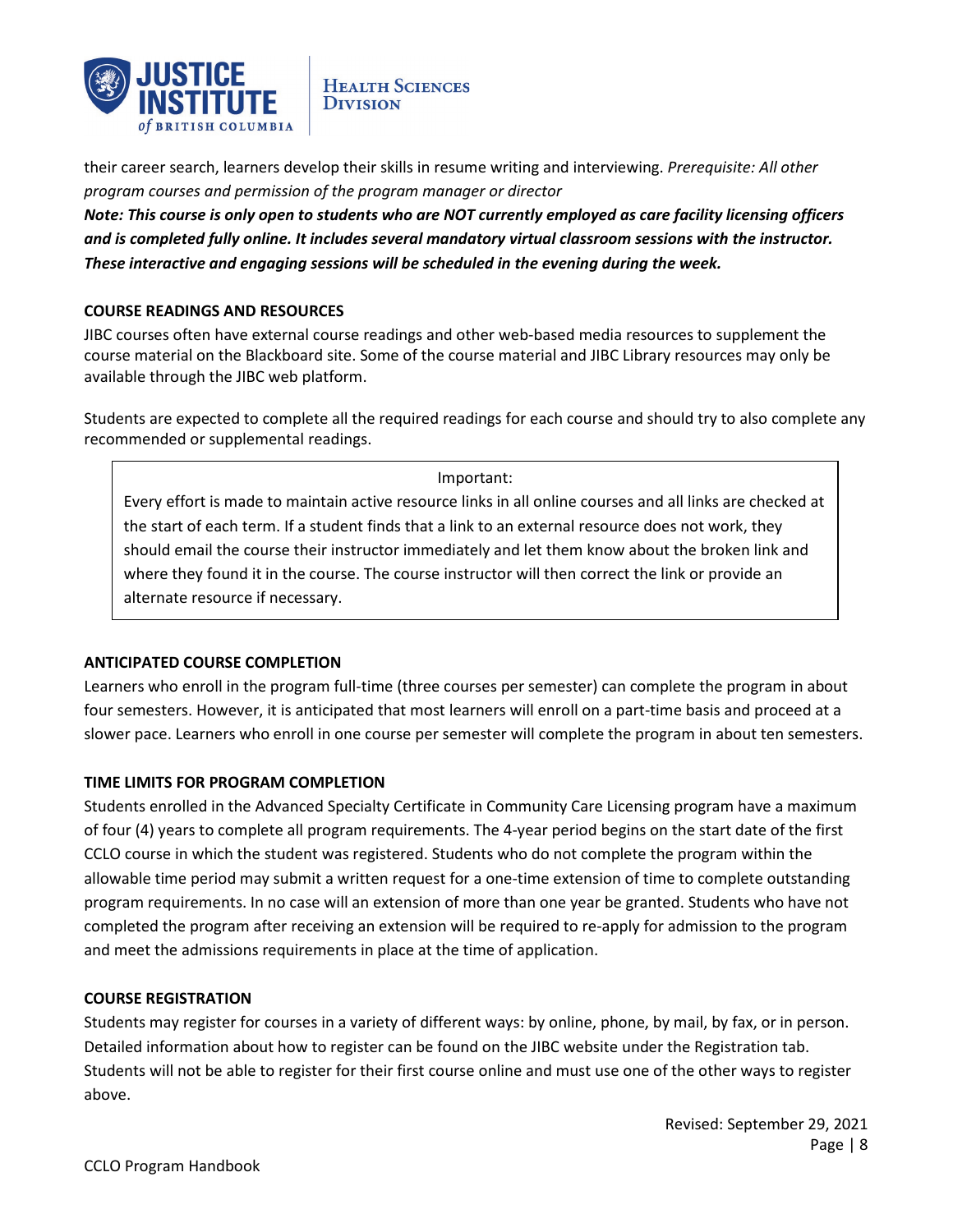their career search, learners develop their skills in resume writing and interviewing. *Prerequisite: All other program courses and permission of the program manager or director*

***Note: This course is only open to students who are NOT currently employed as care facility licensing officers and is completed fully online. It includes several mandatory virtual classroom sessions with the instructor. These interactive and engaging sessions will be scheduled in the evening during the week.***

**COURSE READINGS AND RESOURCES**

JIBC courses often have external course readings and other web-based media resources to supplement the course material on the Blackboard site. Some of the course material and JIBC Library resources may only be available through the JIBC web platform.

Students are expected to complete all the required readings for each course and should try to also complete any recommended or supplemental readings.

> Important:
>
> Every effort is made to maintain active resource links in all online courses and all links are checked at the start of each term. If a student finds that a link to an external resource does not work, they should email the course their instructor immediately and let them know about the broken link and where they found it in the course. The course instructor will then correct the link or provide an alternate resource if necessary.

**ANTICIPATED COURSE COMPLETION**

Learners who enroll in the program full-time (three courses per semester) can complete the program in about four semesters. However, it is anticipated that most learners will enroll on a part-time basis and proceed at a slower pace. Learners who enroll in one course per semester will complete the program in about ten semesters.

**TIME LIMITS FOR PROGRAM COMPLETION**

Students enrolled in the Advanced Specialty Certificate in Community Care Licensing program have a maximum of four (4) years to complete all program requirements. The 4-year period begins on the start date of the first CCLO course in which the student was registered. Students who do not complete the program within the allowable time period may submit a written request for a one-time extension of time to complete outstanding program requirements. In no case will an extension of more than one year be granted. Students who have not completed the program after receiving an extension will be required to re-apply for admission to the program and meet the admissions requirements in place at the time of application.

**COURSE REGISTRATION**

Students may register for courses in a variety of different ways: by online, phone, by mail, by fax, or in person. Detailed information about how to register can be found on the JIBC website under the Registration tab. Students will not be able to register for their first course online and must use one of the other ways to register above.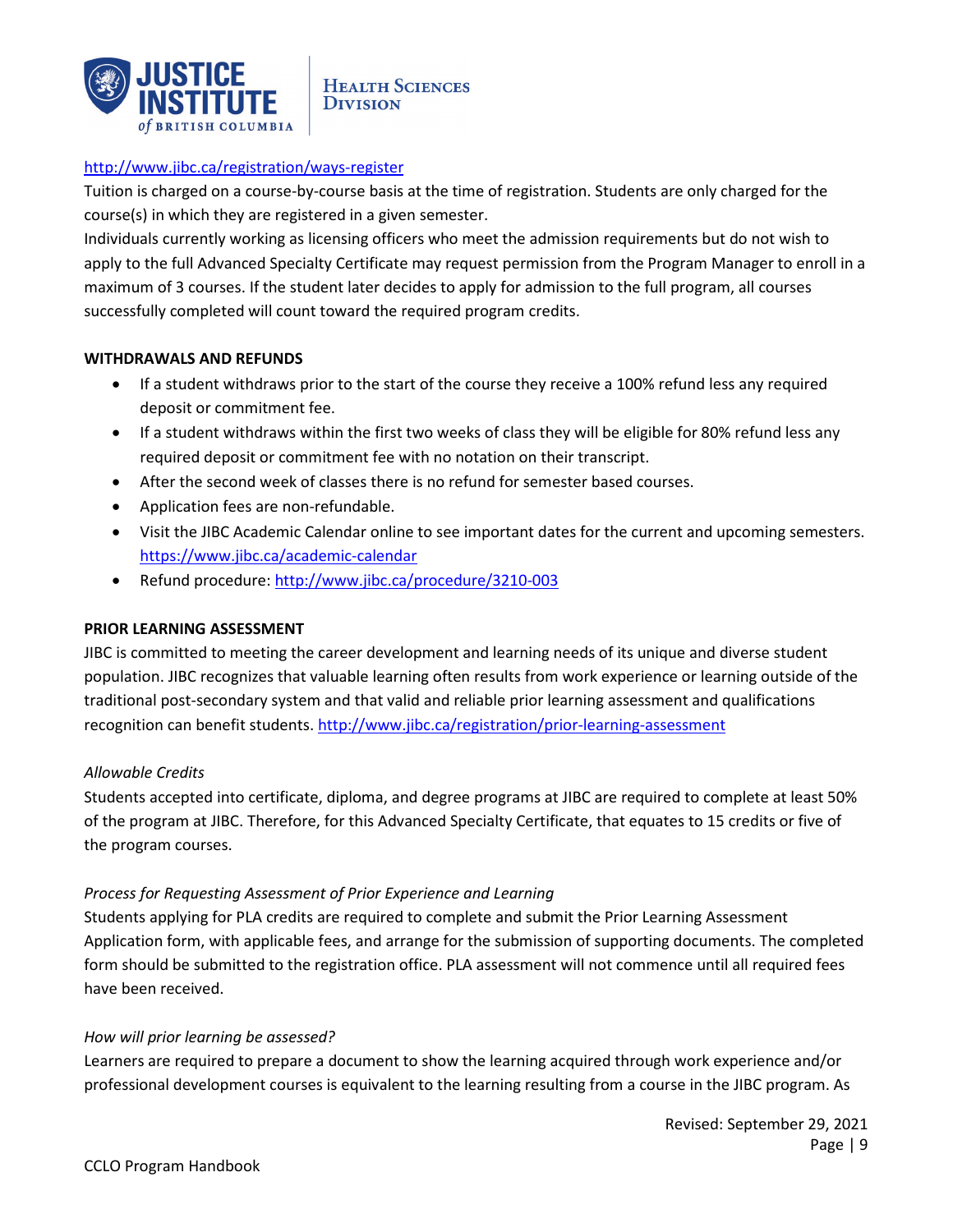http://www.jibc.ca/registration/ways-register

Tuition is charged on a course-by-course basis at the time of registration. Students are only charged for the course(s) in which they are registered in a given semester.

Individuals currently working as licensing officers who meet the admission requirements but do not wish to apply to the full Advanced Specialty Certificate may request permission from the Program Manager to enroll in a maximum of 3 courses. If the student later decides to apply for admission to the full program, all courses successfully completed will count toward the required program credits.

**WITHDRAWALS AND REFUNDS**

- If a student withdraws prior to the start of the course they receive a 100% refund less any required deposit or commitment fee.
- If a student withdraws within the first two weeks of class they will be eligible for 80% refund less any required deposit or commitment fee with no notation on their transcript.
- After the second week of classes there is no refund for semester based courses.
- Application fees are non-refundable.
- Visit the JIBC Academic Calendar online to see important dates for the current and upcoming semesters. https://www.jibc.ca/academic-calendar
- Refund procedure: http://www.jibc.ca/procedure/3210-003

**PRIOR LEARNING ASSESSMENT**

JIBC is committed to meeting the career development and learning needs of its unique and diverse student population. JIBC recognizes that valuable learning often results from work experience or learning outside of the traditional post-secondary system and that valid and reliable prior learning assessment and qualifications recognition can benefit students. http://www.jibc.ca/registration/prior-learning-assessment

*Allowable Credits*

Students accepted into certificate, diploma, and degree programs at JIBC are required to complete at least 50% of the program at JIBC. Therefore, for this Advanced Specialty Certificate, that equates to 15 credits or five of the program courses.

*Process for Requesting Assessment of Prior Experience and Learning*

Students applying for PLA credits are required to complete and submit the Prior Learning Assessment Application form, with applicable fees, and arrange for the submission of supporting documents. The completed form should be submitted to the registration office. PLA assessment will not commence until all required fees have been received.

*How will prior learning be assessed?*

Learners are required to prepare a document to show the learning acquired through work experience and/or professional development courses is equivalent to the learning resulting from a course in the JIBC program. As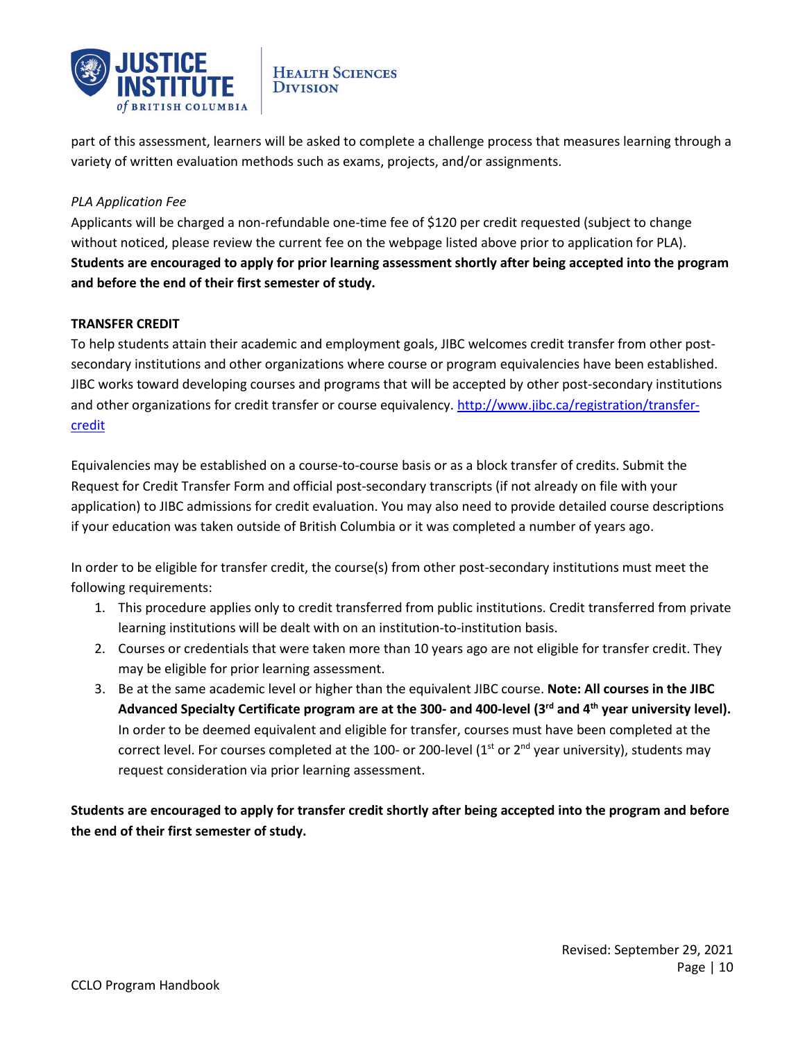part of this assessment, learners will be asked to complete a challenge process that measures learning through a variety of written evaluation methods such as exams, projects, and/or assignments.

*PLA Application Fee*

Applicants will be charged a non-refundable one-time fee of $120 per credit requested (subject to change without noticed, please review the current fee on the webpage listed above prior to application for PLA). **Students are encouraged to apply for prior learning assessment shortly after being accepted into the program and before the end of their first semester of study.**

**TRANSFER CREDIT**

To help students attain their academic and employment goals, JIBC welcomes credit transfer from other post-secondary institutions and other organizations where course or program equivalencies have been established. JIBC works toward developing courses and programs that will be accepted by other post-secondary institutions and other organizations for credit transfer or course equivalency. [http://www.jibc.ca/registration/transfer-credit](http://www.jibc.ca/registration/transfer-credit)

Equivalencies may be established on a course-to-course basis or as a block transfer of credits. Submit the Request for Credit Transfer Form and official post-secondary transcripts (if not already on file with your application) to JIBC admissions for credit evaluation. You may also need to provide detailed course descriptions if your education was taken outside of British Columbia or it was completed a number of years ago.

In order to be eligible for transfer credit, the course(s) from other post-secondary institutions must meet the following requirements:

1. This procedure applies only to credit transferred from public institutions. Credit transferred from private learning institutions will be dealt with on an institution-to-institution basis.
2. Courses or credentials that were taken more than 10 years ago are not eligible for transfer credit. They may be eligible for prior learning assessment.
3. Be at the same academic level or higher than the equivalent JIBC course. **Note: All courses in the JIBC Advanced Specialty Certificate program are at the 300- and 400-level (3rd and 4th year university level).** In order to be deemed equivalent and eligible for transfer, courses must have been completed at the correct level. For courses completed at the 100- or 200-level (1st or 2nd year university), students may request consideration via prior learning assessment.

**Students are encouraged to apply for transfer credit shortly after being accepted into the program and before the end of their first semester of study.**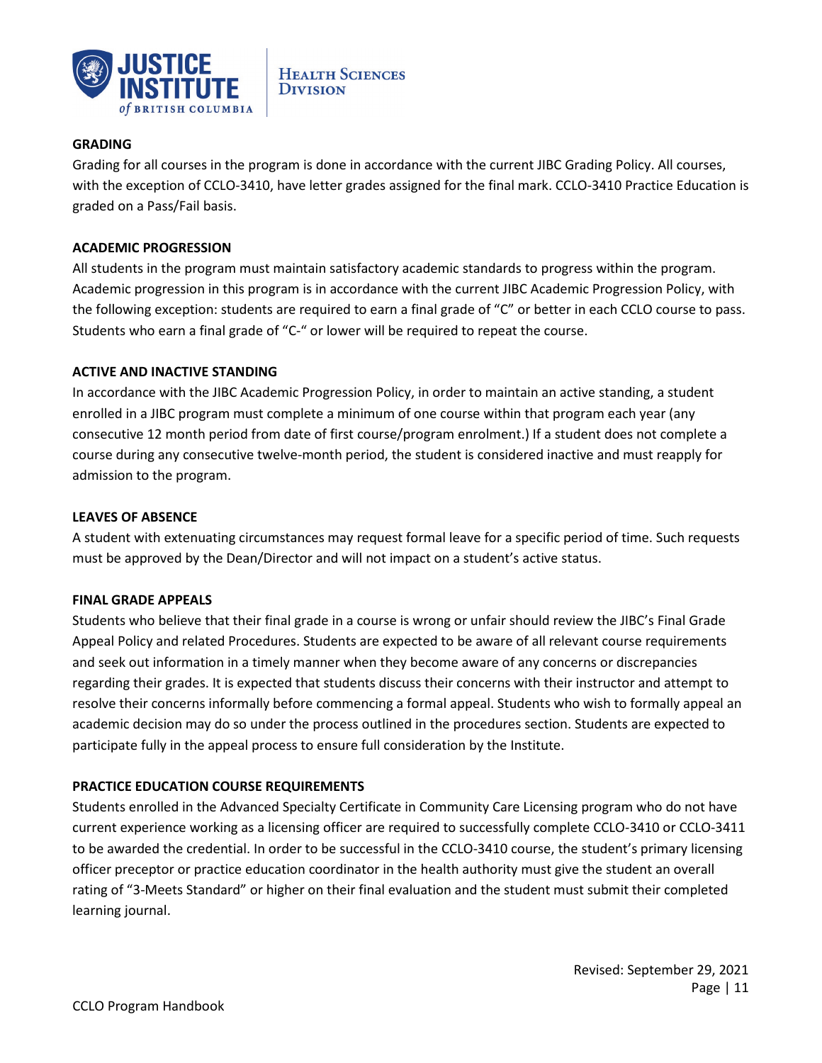## GRADING

Grading for all courses in the program is done in accordance with the current JIBC Grading Policy. All courses, with the exception of CCLO-3410, have letter grades assigned for the final mark. CCLO-3410 Practice Education is graded on a Pass/Fail basis.

## ACADEMIC PROGRESSION

All students in the program must maintain satisfactory academic standards to progress within the program. Academic progression in this program is in accordance with the current JIBC Academic Progression Policy, with the following exception: students are required to earn a final grade of "C" or better in each CCLO course to pass. Students who earn a final grade of "C-" or lower will be required to repeat the course.

## ACTIVE AND INACTIVE STANDING

In accordance with the JIBC Academic Progression Policy, in order to maintain an active standing, a student enrolled in a JIBC program must complete a minimum of one course within that program each year (any consecutive 12 month period from date of first course/program enrolment.) If a student does not complete a course during any consecutive twelve-month period, the student is considered inactive and must reapply for admission to the program.

## LEAVES OF ABSENCE

A student with extenuating circumstances may request formal leave for a specific period of time. Such requests must be approved by the Dean/Director and will not impact on a student's active status.

## FINAL GRADE APPEALS

Students who believe that their final grade in a course is wrong or unfair should review the JIBC's Final Grade Appeal Policy and related Procedures. Students are expected to be aware of all relevant course requirements and seek out information in a timely manner when they become aware of any concerns or discrepancies regarding their grades. It is expected that students discuss their concerns with their instructor and attempt to resolve their concerns informally before commencing a formal appeal. Students who wish to formally appeal an academic decision may do so under the process outlined in the procedures section. Students are expected to participate fully in the appeal process to ensure full consideration by the Institute.

## PRACTICE EDUCATION COURSE REQUIREMENTS

Students enrolled in the Advanced Specialty Certificate in Community Care Licensing program who do not have current experience working as a licensing officer are required to successfully complete CCLO-3410 or CCLO-3411 to be awarded the credential. In order to be successful in the CCLO-3410 course, the student's primary licensing officer preceptor or practice education coordinator in the health authority must give the student an overall rating of "3-Meets Standard" or higher on their final evaluation and the student must submit their completed learning journal.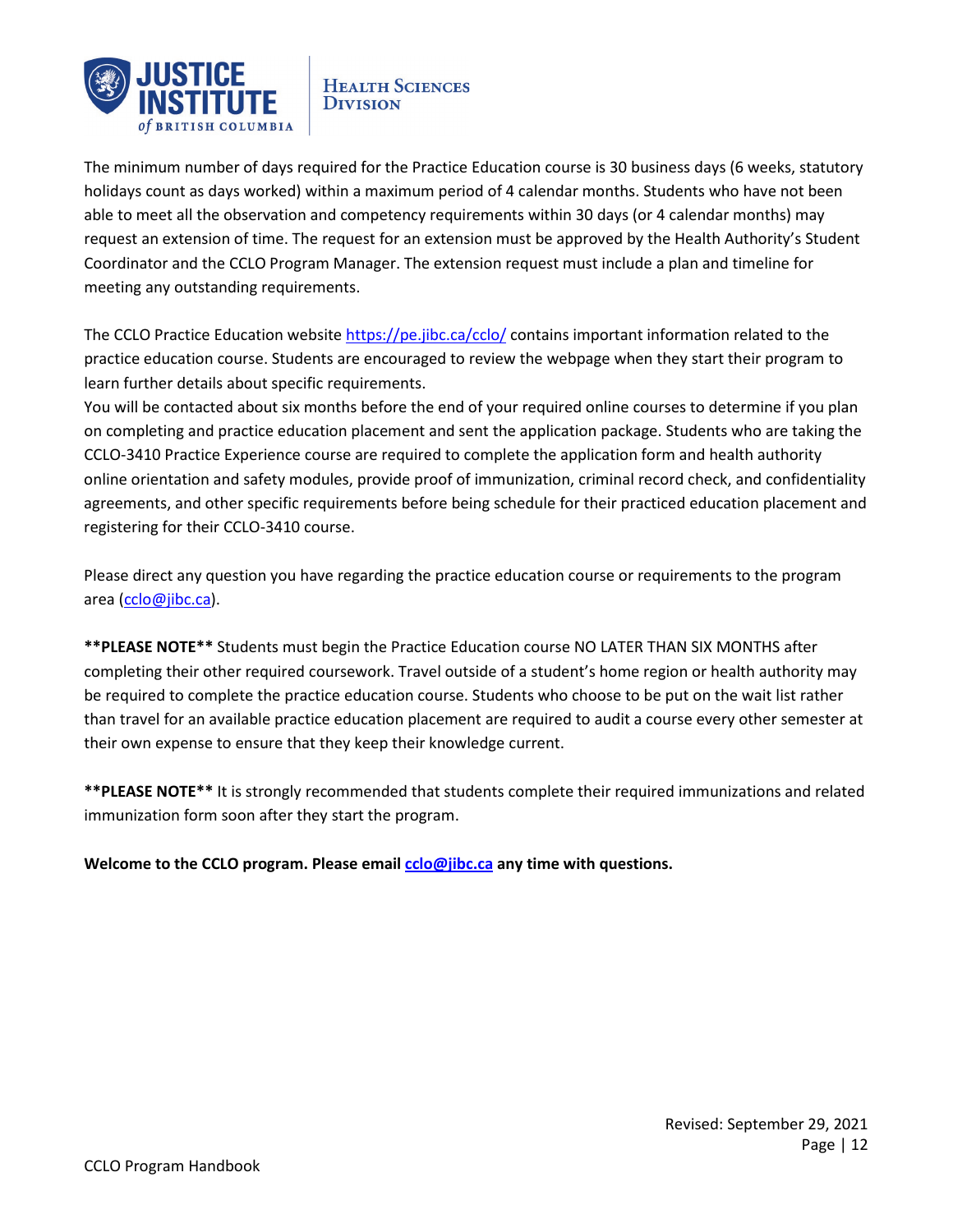The minimum number of days required for the Practice Education course is 30 business days (6 weeks, statutory holidays count as days worked) within a maximum period of 4 calendar months. Students who have not been able to meet all the observation and competency requirements within 30 days (or 4 calendar months) may request an extension of time. The request for an extension must be approved by the Health Authority's Student Coordinator and the CCLO Program Manager. The extension request must include a plan and timeline for meeting any outstanding requirements.

The CCLO Practice Education website https://pe.jibc.ca/cclo/ contains important information related to the practice education course. Students are encouraged to review the webpage when they start their program to learn further details about specific requirements.
You will be contacted about six months before the end of your required online courses to determine if you plan on completing and practice education placement and sent the application package. Students who are taking the CCLO-3410 Practice Experience course are required to complete the application form and health authority online orientation and safety modules, provide proof of immunization, criminal record check, and confidentiality agreements, and other specific requirements before being schedule for their practiced education placement and registering for their CCLO-3410 course.

Please direct any question you have regarding the practice education course or requirements to the program area (cclo@jibc.ca).

**\*\*PLEASE NOTE\*\*** Students must begin the Practice Education course NO LATER THAN SIX MONTHS after completing their other required coursework. Travel outside of a student's home region or health authority may be required to complete the practice education course. Students who choose to be put on the wait list rather than travel for an available practice education placement are required to audit a course every other semester at their own expense to ensure that they keep their knowledge current.

**\*\*PLEASE NOTE\*\*** It is strongly recommended that students complete their required immunizations and related immunization form soon after they start the program.

**Welcome to the CCLO program. Please email cclo@jibc.ca any time with questions.**

Revised: September 29, 2021